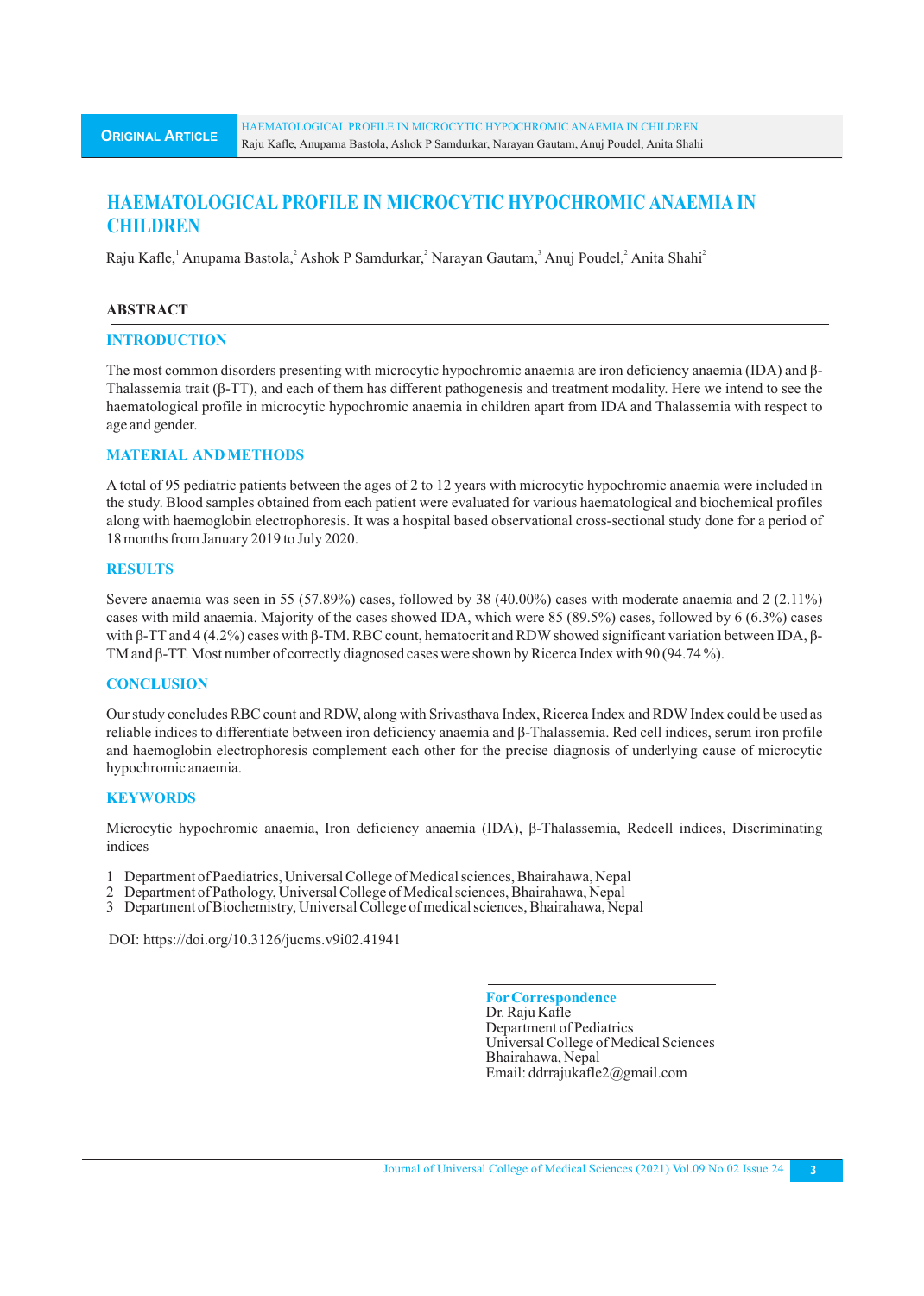# HAEMATOLOGICAL PROFILE IN MICROCYTIC HYPOCHROMIC ANAEMIA IN CHILDREN

Raju Kafle,[1] Anupama Bastola,[2] Ashok P Samdurkar,[2] Narayan Gautam,[3] Anuj Poudel,[2] Anita Shahi[2]

## ABSTRACT

### INTRODUCTION

The most common disorders presenting with microcytic hypochromic anaemia are iron deficiency anaemia (IDA) and β-Thalassemia trait (β-TT), and each of them has different pathogenesis and treatment modality. Here we intend to see the haematological profile in microcytic hypochromic anaemia in children apart from IDA and Thalassemia with respect to age and gender.

### MATERIAL AND METHODS

A total of 95 pediatric patients between the ages of 2 to 12 years with microcytic hypochromic anaemia were included in the study. Blood samples obtained from each patient were evaluated for various haematological and biochemical profiles along with haemoglobin electrophoresis. It was a hospital based observational cross-sectional study done for a period of 18 months from January 2019 to July 2020.

### RESULTS

Severe anaemia was seen in 55 (57.89%) cases, followed by 38 (40.00%) cases with moderate anaemia and 2 (2.11%) cases with mild anaemia. Majority of the cases showed IDA, which were 85 (89.5%) cases, followed by 6 (6.3%) cases with β-TT and 4 (4.2%) cases with β-TM. RBC count, hematocrit and RDW showed significant variation between IDA, β-TM and β-TT. Most number of correctly diagnosed cases were shown by Ricerca Index with 90 (94.74 %).

### CONCLUSION

Our study concludes RBC count and RDW, along with Srivasthava Index, Ricerca Index and RDW Index could be used as reliable indices to differentiate between iron deficiency anaemia and β-Thalassemia. Red cell indices, serum iron profile and haemoglobin electrophoresis complement each other for the precise diagnosis of underlying cause of microcytic hypochromic anaemia.

### KEYWORDS

Microcytic hypochromic anaemia, Iron deficiency anaemia (IDA), β-Thalassemia, Redcell indices, Discriminating indices

1 Department of Paediatrics, Universal College of Medical sciences, Bhairahawa, Nepal
2 Department of Pathology, Universal College of Medical sciences, Bhairahawa, Nepal
3 Department of Biochemistry, Universal College of medical sciences, Bhairahawa, Nepal

DOI: https://doi.org/10.3126/jucms.v9i02.41941

**For Correspondence**
Dr. Raju Kafle
Department of Pediatrics
Universal College of Medical Sciences
Bhairahawa, Nepal
Email: ddrrajukafle2@gmail.com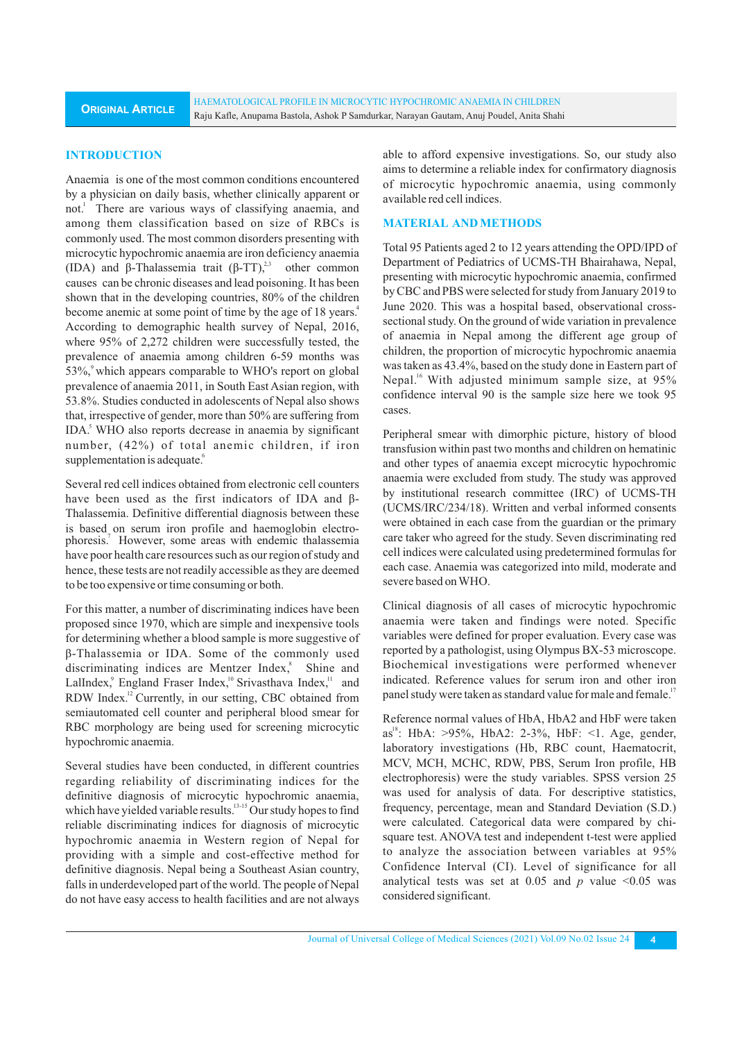## INTRODUCTION

Anaemia is one of the most common conditions encountered by a physician on daily basis, whether clinically apparent or not.[1] There are various ways of classifying anaemia, and among them classification based on size of RBCs is commonly used. The most common disorders presenting with microcytic hypochromic anaemia are iron deficiency anaemia (IDA) and β-Thalassemia trait (β-TT),[2,3] other common causes can be chronic diseases and lead poisoning. It has been shown that in the developing countries, 80% of the children become anemic at some point of time by the age of 18 years.[4] According to demographic health survey of Nepal, 2016, where 95% of 2,272 children were successfully tested, the prevalence of anaemia among children 6-59 months was 53%,[9] which appears comparable to WHO's report on global prevalence of anaemia 2011, in South East Asian region, with 53.8%. Studies conducted in adolescents of Nepal also shows that, irrespective of gender, more than 50% are suffering from IDA.[5] WHO also reports decrease in anaemia by significant number, (42%) of total anemic children, if iron supplementation is adequate.[6]

Several red cell indices obtained from electronic cell counters have been used as the first indicators of IDA and β-Thalassemia. Definitive differential diagnosis between these is based on serum iron profile and haemoglobin electrophoresis.[7] However, some areas with endemic thalassemia have poor health care resources such as our region of study and hence, these tests are not readily accessible as they are deemed to be too expensive or time consuming or both.

For this matter, a number of discriminating indices have been proposed since 1970, which are simple and inexpensive tools for determining whether a blood sample is more suggestive of β-Thalassemia or IDA. Some of the commonly used discriminating indices are Mentzer Index,[8] Shine and LalIndex,[9] England Fraser Index,[10] Srivasthava Index,[11] and RDW Index.[12] Currently, in our setting, CBC obtained from semiautomated cell counter and peripheral blood smear for RBC morphology are being used for screening microcytic hypochromic anaemia.

Several studies have been conducted, in different countries regarding reliability of discriminating indices for the definitive diagnosis of microcytic hypochromic anaemia, which have yielded variable results.[13-15] Our study hopes to find reliable discriminating indices for diagnosis of microcytic hypochromic anaemia in Western region of Nepal for providing with a simple and cost-effective method for definitive diagnosis. Nepal being a Southeast Asian country, falls in underdeveloped part of the world. The people of Nepal do not have easy access to health facilities and are not always able to afford expensive investigations. So, our study also aims to determine a reliable index for confirmatory diagnosis of microcytic hypochromic anaemia, using commonly available red cell indices.

## MATERIAL AND METHODS

Total 95 Patients aged 2 to 12 years attending the OPD/IPD of Department of Pediatrics of UCMS-TH Bhairahawa, Nepal, presenting with microcytic hypochromic anaemia, confirmed by CBC and PBS were selected for study from January 2019 to June 2020. This was a hospital based, observational cross-sectional study. On the ground of wide variation in prevalence of anaemia in Nepal among the different age group of children, the proportion of microcytic hypochromic anaemia was taken as 43.4%, based on the study done in Eastern part of Nepal.[16] With adjusted minimum sample size, at 95% confidence interval 90 is the sample size here we took 95 cases.

Peripheral smear with dimorphic picture, history of blood transfusion within past two months and children on hematinic and other types of anaemia except microcytic hypochromic anaemia were excluded from study. The study was approved by institutional research committee (IRC) of UCMS-TH (UCMS/IRC/234/18). Written and verbal informed consents were obtained in each case from the guardian or the primary care taker who agreed for the study. Seven discriminating red cell indices were calculated using predetermined formulas for each case. Anaemia was categorized into mild, moderate and severe based on WHO.

Clinical diagnosis of all cases of microcytic hypochromic anaemia were taken and findings were noted. Specific variables were defined for proper evaluation. Every case was reported by a pathologist, using Olympus BX-53 microscope. Biochemical investigations were performed whenever indicated. Reference values for serum iron and other iron panel study were taken as standard value for male and female.[17]

Reference normal values of HbA, HbA2 and HbF were taken as[18]: HbA: >95%, HbA2: 2-3%, HbF: <1. Age, gender, laboratory investigations (Hb, RBC count, Haematocrit, MCV, MCH, MCHC, RDW, PBS, Serum Iron profile, HB electrophoresis) were the study variables. SPSS version 25 was used for analysis of data. For descriptive statistics, frequency, percentage, mean and Standard Deviation (S.D.) were calculated. Categorical data were compared by chi-square test. ANOVA test and independent t-test were applied to analyze the association between variables at 95% Confidence Interval (CI). Level of significance for all analytical tests was set at 0.05 and $p$ value <0.05 was considered significant.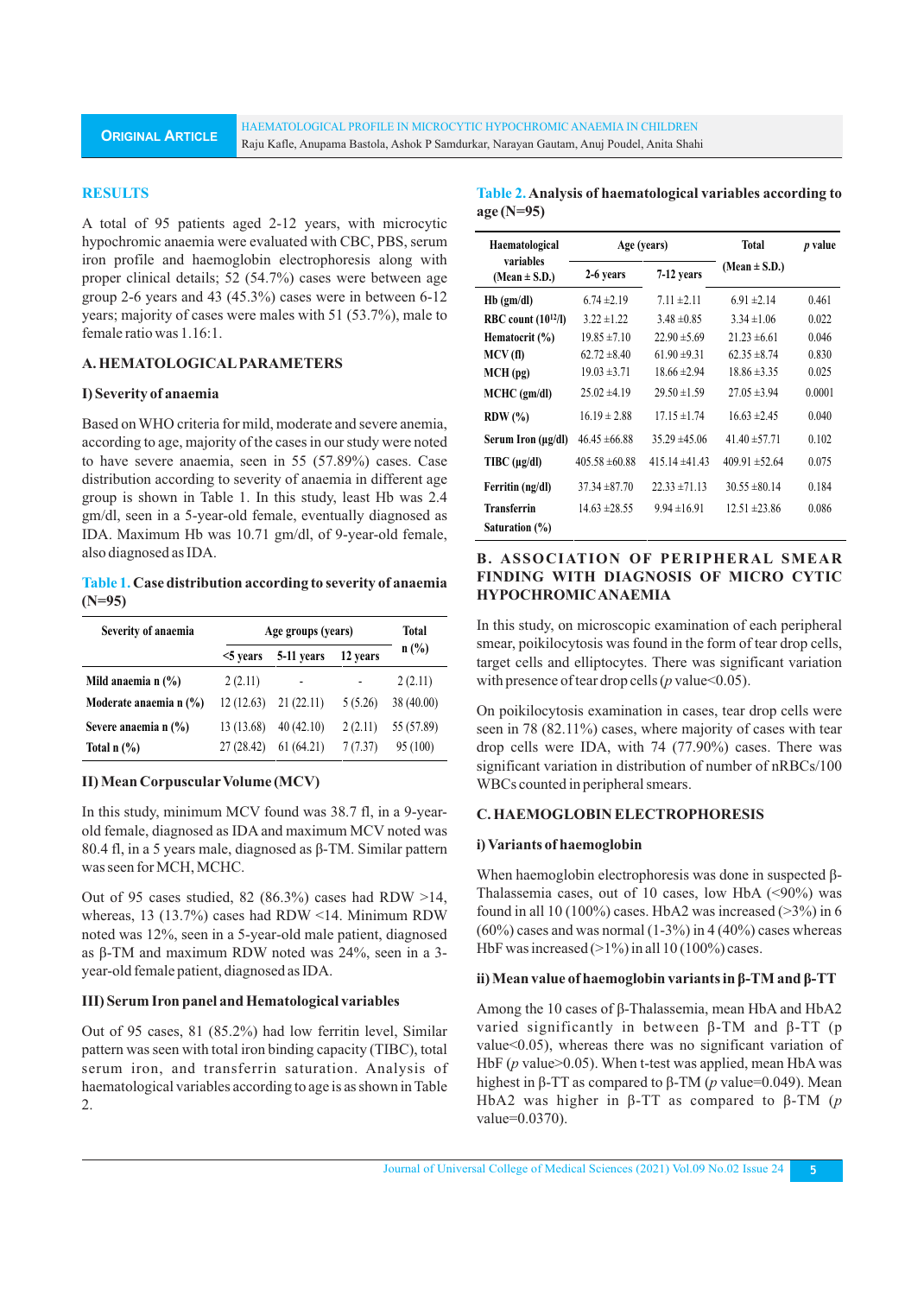## RESULTS

A total of 95 patients aged 2-12 years, with microcytic hypochromic anaemia were evaluated with CBC, PBS, serum iron profile and haemoglobin electrophoresis along with proper clinical details; 52 (54.7%) cases were between age group 2-6 years and 43 (45.3%) cases were in between 6-12 years; majority of cases were males with 51 (53.7%), male to female ratio was 1.16:1.

### A. HEMATOLOGICAL PARAMETERS

#### I) Severity of anaemia

Based on WHO criteria for mild, moderate and severe anemia, according to age, majority of the cases in our study were noted to have severe anaemia, seen in 55 (57.89%) cases. Case distribution according to severity of anaemia in different age group is shown in Table 1. In this study, least Hb was 2.4 gm/dl, seen in a 5-year-old female, eventually diagnosed as IDA. Maximum Hb was 10.71 gm/dl, of 9-year-old female, also diagnosed as IDA.

**Table 1. Case distribution according to severity of anaemia (N=95)**

| Severity of anaemia | Age groups (years) | | | Total n (%) |
|---|---|---|---|---|
| | <5 years | 5-11 years | 12 years | |
| Mild anaemia n (%) | 2 (2.11) | - | - | 2 (2.11) |
| Moderate anaemia n (%) | 12 (12.63) | 21 (22.11) | 5 (5.26) | 38 (40.00) |
| Severe anaemia n (%) | 13 (13.68) | 40 (42.10) | 2 (2.11) | 55 (57.89) |
| Total n (%) | 27 (28.42) | 61 (64.21) | 7 (7.37) | 95 (100) |

#### II) Mean Corpuscular Volume (MCV)

In this study, minimum MCV found was 38.7 fl, in a 9-year-old female, diagnosed as IDA and maximum MCV noted was 80.4 fl, in a 5 years male, diagnosed as β-TM. Similar pattern was seen for MCH, MCHC.

Out of 95 cases studied, 82 (86.3%) cases had RDW >14, whereas, 13 (13.7%) cases had RDW <14. Minimum RDW noted was 12%, seen in a 5-year-old male patient, diagnosed as β-TM and maximum RDW noted was 24%, seen in a 3-year-old female patient, diagnosed as IDA.

#### III) Serum Iron panel and Hematological variables

Out of 95 cases, 81 (85.2%) had low ferritin level, Similar pattern was seen with total iron binding capacity (TIBC), total serum iron, and transferrin saturation. Analysis of haematological variables according to age is as shown in Table 2.

**Table 2. Analysis of haematological variables according to age (N=95)**

| Haematological variables (Mean ± S.D.) | Age (years) | | Total (Mean ± S.D.) | *p* value |
|---|---|---|---|---|
| | 2-6 years | 7-12 years | | |
| Hb (gm/dl) | 6.74 ±2.19 | 7.11 ±2.11 | 6.91 ±2.14 | 0.461 |
| RBC count ($10^{12}$/l) | 3.22 ±1.22 | 3.48 ±0.85 | 3.34 ±1.06 | 0.022 |
| Hematocrit (%) | 19.85 ±7.10 | 22.90 ±5.69 | 21.23 ±6.61 | 0.046 |
| MCV (fl) | 62.72 ±8.40 | 61.90 ±9.31 | 62.35 ±8.74 | 0.830 |
| MCH (pg) | 19.03 ±3.71 | 18.66 ±2.94 | 18.86 ±3.35 | 0.025 |
| MCHC (gm/dl) | 25.02 ±4.19 | 29.50 ±1.59 | 27.05 ±3.94 | 0.0001 |
| RDW (%) | 16.19 ± 2.88 | 17.15 ±1.74 | 16.63 ±2.45 | 0.040 |
| Serum Iron (μg/dl) | 46.45 ±66.88 | 35.29 ±45.06 | 41.40 ±57.71 | 0.102 |
| TIBC (μg/dl) | 405.58 ±60.88 | 415.14 ±41.43 | 409.91 ±52.64 | 0.075 |
| Ferritin (ng/dl) | 37.34 ±87.70 | 22.33 ±71.13 | 30.55 ±80.14 | 0.184 |
| Transferrin Saturation (%) | 14.63 ±28.55 | 9.94 ±16.91 | 12.51 ±23.86 | 0.086 |

### B. ASSOCIATION OF PERIPHERAL SMEAR FINDING WITH DIAGNOSIS OF MICRO CYTIC HYPOCHROMIC ANAEMIA

In this study, on microscopic examination of each peripheral smear, poikilocytosis was found in the form of tear drop cells, target cells and elliptocytes. There was significant variation with presence of tear drop cells (*p* value<0.05).

On poikilocytosis examination in cases, tear drop cells were seen in 78 (82.11%) cases, where majority of cases with tear drop cells were IDA, with 74 (77.90%) cases. There was significant variation in distribution of number of nRBCs/100 WBCs counted in peripheral smears.

### C. HAEMOGLOBIN ELECTROPHORESIS

#### i) Variants of haemoglobin

When haemoglobin electrophoresis was done in suspected β-Thalassemia cases, out of 10 cases, low HbA (<90%) was found in all 10 (100%) cases. HbA2 was increased (>3%) in 6 (60%) cases and was normal (1-3%) in 4 (40%) cases whereas HbF was increased (>1%) in all 10 (100%) cases.

#### ii) Mean value of haemoglobin variants in β-TM and β-TT

Among the 10 cases of β-Thalassemia, mean HbA and HbA2 varied significantly in between β-TM and β-TT (p value<0.05), whereas there was no significant variation of HbF (*p* value>0.05). When t-test was applied, mean HbA was highest in β-TT as compared to β-TM (*p* value=0.049). Mean HbA2 was higher in β-TT as compared to β-TM (*p* value=0.0370).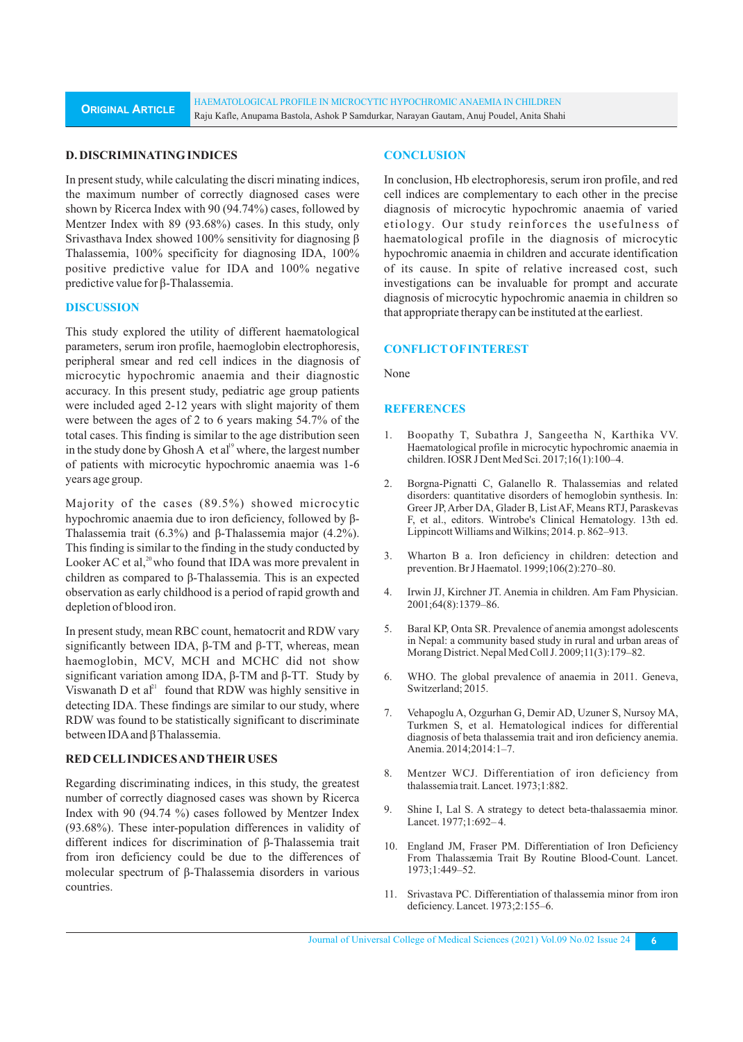### D. DISCRIMINATING INDICES

In present study, while calculating the discri minating indices, the maximum number of correctly diagnosed cases were shown by Ricerca Index with 90 (94.74%) cases, followed by Mentzer Index with 89 (93.68%) cases. In this study, only Srivasthava Index showed 100% sensitivity for diagnosing β Thalassemia, 100% specificity for diagnosing IDA, 100% positive predictive value for IDA and 100% negative predictive value for β-Thalassemia.

## DISCUSSION

This study explored the utility of different haematological parameters, serum iron profile, haemoglobin electrophoresis, peripheral smear and red cell indices in the diagnosis of microcytic hypochromic anaemia and their diagnostic accuracy. In this present study, pediatric age group patients were included aged 2-12 years with slight majority of them were between the ages of 2 to 6 years making 54.7% of the total cases. This finding is similar to the age distribution seen in the study done by Ghosh A et al[19] where, the largest number of patients with microcytic hypochromic anaemia was 1-6 years age group.

Majority of the cases (89.5%) showed microcytic hypochromic anaemia due to iron deficiency, followed by β-Thalassemia trait (6.3%) and β-Thalassemia major (4.2%). This finding is similar to the finding in the study conducted by Looker AC et al,[20] who found that IDA was more prevalent in children as compared to β-Thalassemia. This is an expected observation as early childhood is a period of rapid growth and depletion of blood iron.

In present study, mean RBC count, hematocrit and RDW vary significantly between IDA, β-TM and β-TT, whereas, mean haemoglobin, MCV, MCH and MCHC did not show significant variation among IDA, β-TM and β-TT. Study by Viswanath D et al[21] found that RDW was highly sensitive in detecting IDA. These findings are similar to our study, where RDW was found to be statistically significant to discriminate between IDA and β Thalassemia.

### RED CELL INDICES AND THEIR USES

Regarding discriminating indices, in this study, the greatest number of correctly diagnosed cases was shown by Ricerca Index with 90 (94.74 %) cases followed by Mentzer Index (93.68%). These inter-population differences in validity of different indices for discrimination of β-Thalassemia trait from iron deficiency could be due to the differences of molecular spectrum of β-Thalassemia disorders in various countries.

## CONCLUSION

In conclusion, Hb electrophoresis, serum iron profile, and red cell indices are complementary to each other in the precise diagnosis of microcytic hypochromic anaemia of varied etiology. Our study reinforces the usefulness of haematological profile in the diagnosis of microcytic hypochromic anaemia in children and accurate identification of its cause. In spite of relative increased cost, such investigations can be invaluable for prompt and accurate diagnosis of microcytic hypochromic anaemia in children so that appropriate therapy can be instituted at the earliest.

## CONFLICT OF INTEREST

None

## REFERENCES

1. Boopathy T, Subathra J, Sangeetha N, Karthika VV. Haematological profile in microcytic hypochromic anaemia in children. IOSR J Dent Med Sci. 2017;16(1):100–4.
2. Borgna-Pignatti C, Galanello R. Thalassemias and related disorders: quantitative disorders of hemoglobin synthesis. In: Greer JP, Arber DA, Glader B, List AF, Means RTJ, Paraskevas F, et al., editors. Wintrobe's Clinical Hematology. 13th ed. Lippincott Williams and Wilkins; 2014. p. 862–913.
3. Wharton B a. Iron deficiency in children: detection and prevention. Br J Haematol. 1999;106(2):270–80.
4. Irwin JJ, Kirchner JT. Anemia in children. Am Fam Physician. 2001;64(8):1379–86.
5. Baral KP, Onta SR. Prevalence of anemia amongst adolescents in Nepal: a community based study in rural and urban areas of Morang District. Nepal Med Coll J. 2009;11(3):179–82.
6. WHO. The global prevalence of anaemia in 2011. Geneva, Switzerland; 2015.
7. Vehapoglu A, Ozgurhan G, Demir AD, Uzuner S, Nursoy MA, Turkmen S, et al. Hematological indices for differential diagnosis of beta thalassemia trait and iron deficiency anemia. Anemia. 2014;2014:1–7.
8. Mentzer WCJ. Differentiation of iron deficiency from thalassemia trait. Lancet. 1973;1:882.
9. Shine I, Lal S. A strategy to detect beta-thalassaemia minor. Lancet. 1977;1:692–4.
10. England JM, Fraser PM. Differentiation of Iron Deficiency From Thalassæmia Trait By Routine Blood-Count. Lancet. 1973;1:449–52.
11. Srivastava PC. Differentiation of thalassemia minor from iron deficiency. Lancet. 1973;2:155–6.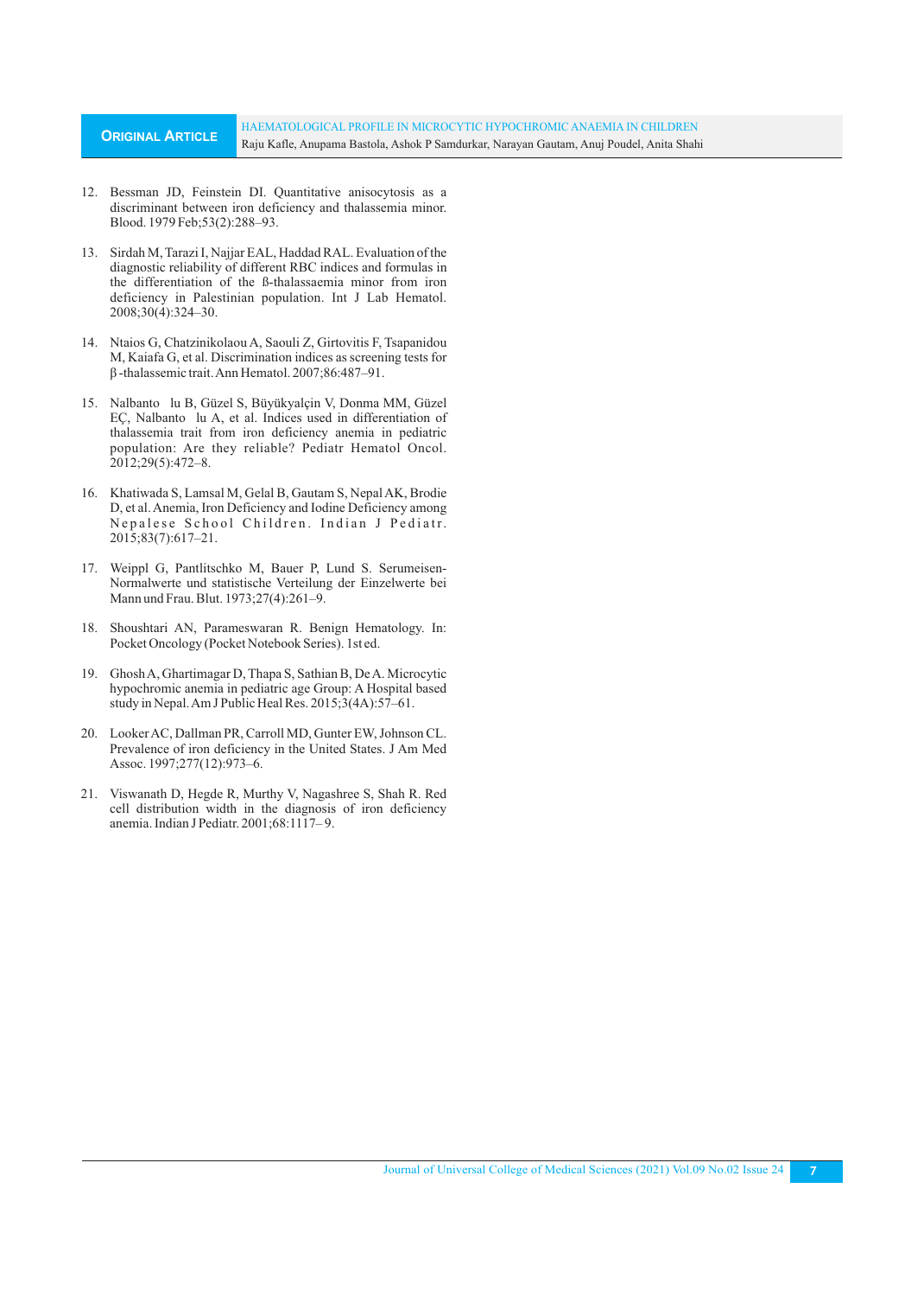12. Bessman JD, Feinstein DI. Quantitative anisocytosis as a discriminant between iron deficiency and thalassemia minor. Blood. 1979 Feb;53(2):288–93.

13. Sirdah M, Tarazi I, Najjar EAL, Haddad RAL. Evaluation of the diagnostic reliability of different RBC indices and formulas in the differentiation of the ß-thalassaemia minor from iron deficiency in Palestinian population. Int J Lab Hematol. 2008;30(4):324–30.

14. Ntaios G, Chatzinikolaou A, Saouli Z, Girtovitis F, Tsapanidou M, Kaiafa G, et al. Discrimination indices as screening tests for β-thalassemic trait. Ann Hematol. 2007;86:487–91.

15. Nalbanto lu B, Güzel S, Büyükyalçin V, Donma MM, Güzel EÇ, Nalbanto lu A, et al. Indices used in differentiation of thalassemia trait from iron deficiency anemia in pediatric population: Are they reliable? Pediatr Hematol Oncol. 2012;29(5):472–8.

16. Khatiwada S, Lamsal M, Gelal B, Gautam S, Nepal AK, Brodie D, et al. Anemia, Iron Deficiency and Iodine Deficiency among Nepalese School Children. Indian J Pediatr. 2015;83(7):617–21.

17. Weippl G, Pantlitschko M, Bauer P, Lund S. Serumeisen-Normalwerte und statistische Verteilung der Einzelwerte bei Mann und Frau. Blut. 1973;27(4):261–9.

18. Shoushtari AN, Parameswaran R. Benign Hematology. In: Pocket Oncology (Pocket Notebook Series). 1st ed.

19. Ghosh A, Ghartimagar D, Thapa S, Sathian B, De A. Microcytic hypochromic anemia in pediatric age Group: A Hospital based study in Nepal. Am J Public Heal Res. 2015;3(4A):57–61.

20. Looker AC, Dallman PR, Carroll MD, Gunter EW, Johnson CL. Prevalence of iron deficiency in the United States. J Am Med Assoc. 1997;277(12):973–6.

21. Viswanath D, Hegde R, Murthy V, Nagashree S, Shah R. Red cell distribution width in the diagnosis of iron deficiency anemia. Indian J Pediatr. 2001;68:1117–9.